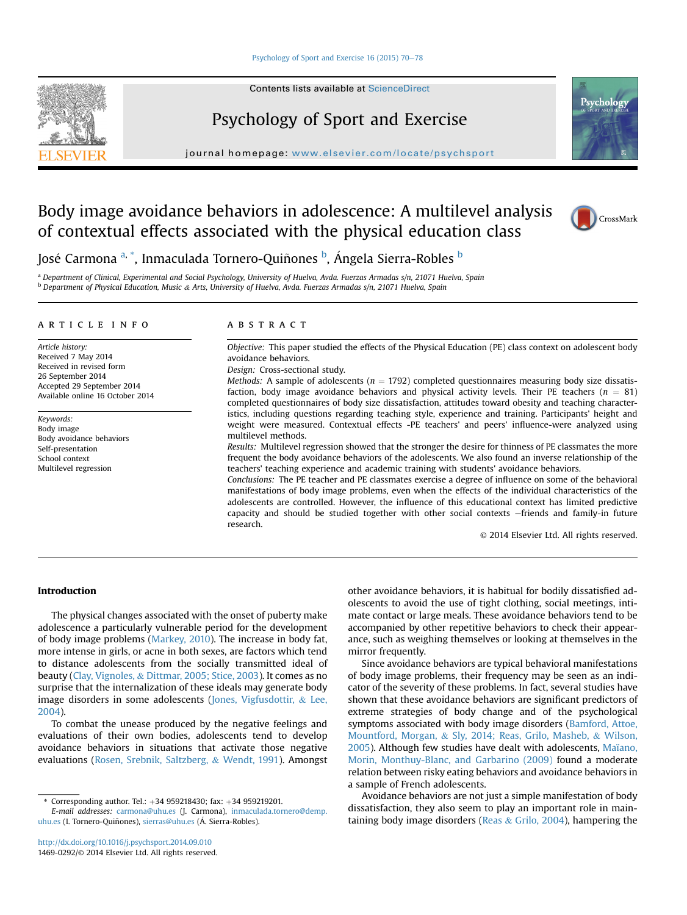# Body image avoidance behaviors in adolescence: A multilevel analysis of contextual effects associated with the physical education class

José Carmona [a,*], Inmaculada Tornero-Quiñones [b], Ángela Sierra-Robles [b]

[a] Department of Clinical, Experimental and Social Psychology, University of Huelva, Avda. Fuerzas Armadas s/n, 21071 Huelva, Spain
[b] Department of Physical Education, Music & Arts, University of Huelva, Avda. Fuerzas Armadas s/n, 21071 Huelva, Spain

## ARTICLE INFO

*Article history:*
Received 7 May 2014
Received in revised form
26 September 2014
Accepted 29 September 2014
Available online 16 October 2014

*Keywords:*
Body image
Body avoidance behaviors
Self-presentation
School context
Multilevel regression

## ABSTRACT

*Objective:* This paper studied the effects of the Physical Education (PE) class context on adolescent body avoidance behaviors.

*Design:* Cross-sectional study.

*Methods:* A sample of adolescents ($n = 1792$) completed questionnaires measuring body size dissatisfaction, body image avoidance behaviors and physical activity levels. Their PE teachers ($n = 81$) completed questionnaires of body size dissatisfaction, attitudes toward obesity and teaching characteristics, including questions regarding teaching style, experience and training. Participants' height and weight were measured. Contextual effects -PE teachers' and peers' influence-were analyzed using multilevel methods.

*Results:* Multilevel regression showed that the stronger the desire for thinness of PE classmates the more frequent the body avoidance behaviors of the adolescents. We also found an inverse relationship of the teachers' teaching experience and academic training with students' avoidance behaviors.

*Conclusions:* The PE teacher and PE classmates exercise a degree of influence on some of the behavioral manifestations of body image problems, even when the effects of the individual characteristics of the adolescents are controlled. However, the influence of this educational context has limited predictive capacity and should be studied together with other social contexts —friends and family-in future research.

© 2014 Elsevier Ltd. All rights reserved.

## Introduction

The physical changes associated with the onset of puberty make adolescence a particularly vulnerable period for the development of body image problems (Markey, 2010). The increase in body fat, more intense in girls, or acne in both sexes, are factors which tend to distance adolescents from the socially transmitted ideal of beauty (Clay, Vignoles, & Dittmar, 2005; Stice, 2003). It comes as no surprise that the internalization of these ideals may generate body image disorders in some adolescents (Jones, Vigfusdottir, & Lee, 2004).

To combat the unease produced by the negative feelings and evaluations of their own bodies, adolescents tend to develop avoidance behaviors in situations that activate those negative evaluations (Rosen, Srebnik, Saltzberg, & Wendt, 1991). Amongst other avoidance behaviors, it is habitual for bodily dissatisfied adolescents to avoid the use of tight clothing, social meetings, intimate contact or large meals. These avoidance behaviors tend to be accompanied by other repetitive behaviors to check their appearance, such as weighing themselves or looking at themselves in the mirror frequently.

Since avoidance behaviors are typical behavioral manifestations of body image problems, their frequency may be seen as an indicator of the severity of these problems. In fact, several studies have shown that these avoidance behaviors are significant predictors of extreme strategies of body change and of the psychological symptoms associated with body image disorders (Bamford, Attoe, Mountford, Morgan, & Sly, 2014; Reas, Grilo, Masheb, & Wilson, 2005). Although few studies have dealt with adolescents, Maïano, Morin, Monthuy-Blanc, and Garbarino (2009) found a moderate relation between risky eating behaviors and avoidance behaviors in a sample of French adolescents.

Avoidance behaviors are not just a simple manifestation of body dissatisfaction, they also seem to play an important role in maintaining body image disorders (Reas & Grilo, 2004), hampering the

---

* Corresponding author. Tel.: +34 959218430; fax: +34 959219201.
*E-mail addresses:* carmona@uhu.es (J. Carmona), inmaculada.tornero@demp.uhu.es (I. Tornero-Quiñones), sierras@uhu.es (Á. Sierra-Robles).

http://dx.doi.org/10.1016/j.psychsport.2014.09.010
1469-0292/© 2014 Elsevier Ltd. All rights reserved.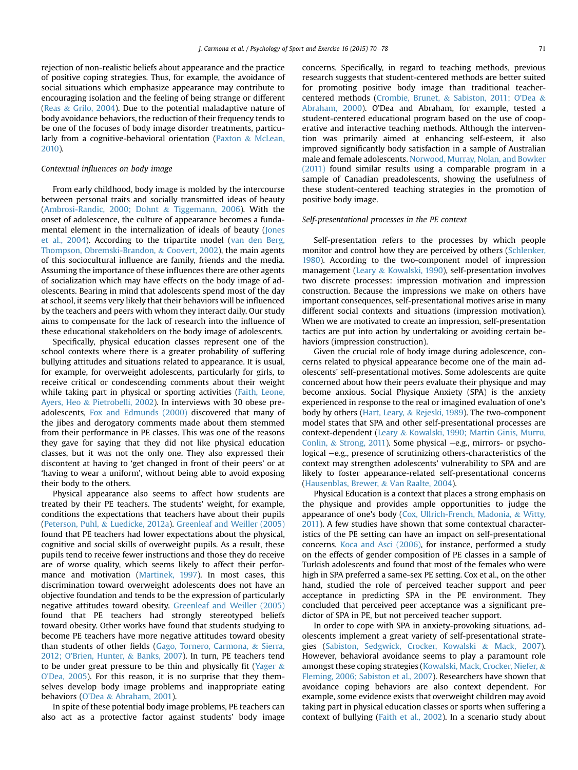rejection of non-realistic beliefs about appearance and the practice of positive coping strategies. Thus, for example, the avoidance of social situations which emphasize appearance may contribute to encouraging isolation and the feeling of being strange or different (Reas & Grilo, 2004). Due to the potential maladaptive nature of body avoidance behaviors, the reduction of their frequency tends to be one of the focuses of body image disorder treatments, particularly from a cognitive-behavioral orientation (Paxton & McLean, 2010).

### *Contextual influences on body image*

From early childhood, body image is molded by the intercourse between personal traits and socially transmitted ideas of beauty (Ambrosi-Randic, 2000; Dohnt & Tiggemann, 2006). With the onset of adolescence, the culture of appearance becomes a fundamental element in the internalization of ideals of beauty (Jones et al., 2004). According to the tripartite model (van den Berg, Thompson, Obremski-Brandon, & Coovert, 2002), the main agents of this sociocultural influence are family, friends and the media. Assuming the importance of these influences there are other agents of socialization which may have effects on the body image of adolescents. Bearing in mind that adolescents spend most of the day at school, it seems very likely that their behaviors will be influenced by the teachers and peers with whom they interact daily. Our study aims to compensate for the lack of research into the influence of these educational stakeholders on the body image of adolescents.

Specifically, physical education classes represent one of the school contexts where there is a greater probability of suffering bullying attitudes and situations related to appearance. It is usual, for example, for overweight adolescents, particularly for girls, to receive critical or condescending comments about their weight while taking part in physical or sporting activities (Faith, Leone, Ayers, Heo & Pietrobelli, 2002). In interviews with 30 obese preadolescents, Fox and Edmunds (2000) discovered that many of the jibes and derogatory comments made about them stemmed from their performance in PE classes. This was one of the reasons they gave for saying that they did not like physical education classes, but it was not the only one. They also expressed their discontent at having to 'get changed in front of their peers' or at 'having to wear a uniform', without being able to avoid exposing their body to the others.

Physical appearance also seems to affect how students are treated by their PE teachers. The students' weight, for example, conditions the expectations that teachers have about their pupils (Peterson, Puhl, & Luedicke, 2012a). Greenleaf and Weiller (2005) found that PE teachers had lower expectations about the physical, cognitive and social skills of overweight pupils. As a result, these pupils tend to receive fewer instructions and those they do receive are of worse quality, which seems likely to affect their performance and motivation (Martinek, 1997). In most cases, this discrimination toward overweight adolescents does not have an objective foundation and tends to be the expression of particularly negative attitudes toward obesity. Greenleaf and Weiller (2005) found that PE teachers had strongly stereotyped beliefs toward obesity. Other works have found that students studying to become PE teachers have more negative attitudes toward obesity than students of other fields (Gago, Tornero, Carmona, & Sierra, 2012; O'Brien, Hunter, & Banks, 2007). In turn, PE teachers tend to be under great pressure to be thin and physically fit (Yager & O'Dea, 2005). For this reason, it is no surprise that they themselves develop body image problems and inappropriate eating behaviors (O'Dea & Abraham, 2001).

In spite of these potential body image problems, PE teachers can also act as a protective factor against students' body image concerns. Specifically, in regard to teaching methods, previous research suggests that student-centered methods are better suited for promoting positive body image than traditional teacher-centered methods (Crombie, Brunet, & Sabiston, 2011; O'Dea & Abraham, 2000). O'Dea and Abraham, for example, tested a student-centered educational program based on the use of cooperative and interactive teaching methods. Although the intervention was primarily aimed at enhancing self-esteem, it also improved significantly body satisfaction in a sample of Australian male and female adolescents. Norwood, Murray, Nolan, and Bowker (2011) found similar results using a comparable program in a sample of Canadian preadolescents, showing the usefulness of these student-centered teaching strategies in the promotion of positive body image.

### *Self-presentational processes in the PE context*

Self-presentation refers to the processes by which people monitor and control how they are perceived by others (Schlenker, 1980). According to the two-component model of impression management (Leary & Kowalski, 1990), self-presentation involves two discrete processes: impression motivation and impression construction. Because the impressions we make on others have important consequences, self-presentational motives arise in many different social contexts and situations (impression motivation). When we are motivated to create an impression, self-presentation tactics are put into action by undertaking or avoiding certain behaviors (impression construction).

Given the crucial role of body image during adolescence, concerns related to physical appearance become one of the main adolescents' self-presentational motives. Some adolescents are quite concerned about how their peers evaluate their physique and may become anxious. Social Physique Anxiety (SPA) is the anxiety experienced in response to the real or imagined evaluation of one's body by others (Hart, Leary, & Rejeski, 1989). The two-component model states that SPA and other self-presentational processes are context-dependent (Leary & Kowalski, 1990; Martin Ginis, Murru, Conlin, & Strong, 2011). Some physical –e.g., mirrors- or psychological –e.g., presence of scrutinizing others-characteristics of the context may strengthen adolescents' vulnerability to SPA and are likely to foster appearance-related self-presentational concerns (Hausenblas, Brewer, & Van Raalte, 2004).

Physical Education is a context that places a strong emphasis on the physique and provides ample opportunities to judge the appearance of one's body (Cox, Ullrich-French, Madonia, & Witty, 2011). A few studies have shown that some contextual characteristics of the PE setting can have an impact on self-presentational concerns. Koca and Asci (2006), for instance, performed a study on the effects of gender composition of PE classes in a sample of Turkish adolescents and found that most of the females who were high in SPA preferred a same-sex PE setting. Cox et al., on the other hand, studied the role of perceived teacher support and peer acceptance in predicting SPA in the PE environment. They concluded that perceived peer acceptance was a significant predictor of SPA in PE, but not perceived teacher support.

In order to cope with SPA in anxiety-provoking situations, adolescents implement a great variety of self-presentational strategies (Sabiston, Sedgwick, Crocker, Kowalski & Mack, 2007). However, behavioral avoidance seems to play a paramount role amongst these coping strategies (Kowalski, Mack, Crocker, Niefer, & Fleming, 2006; Sabiston et al., 2007). Researchers have shown that avoidance coping behaviors are also context dependent. For example, some evidence exists that overweight children may avoid taking part in physical education classes or sports when suffering a context of bullying (Faith et al., 2002). In a scenario study about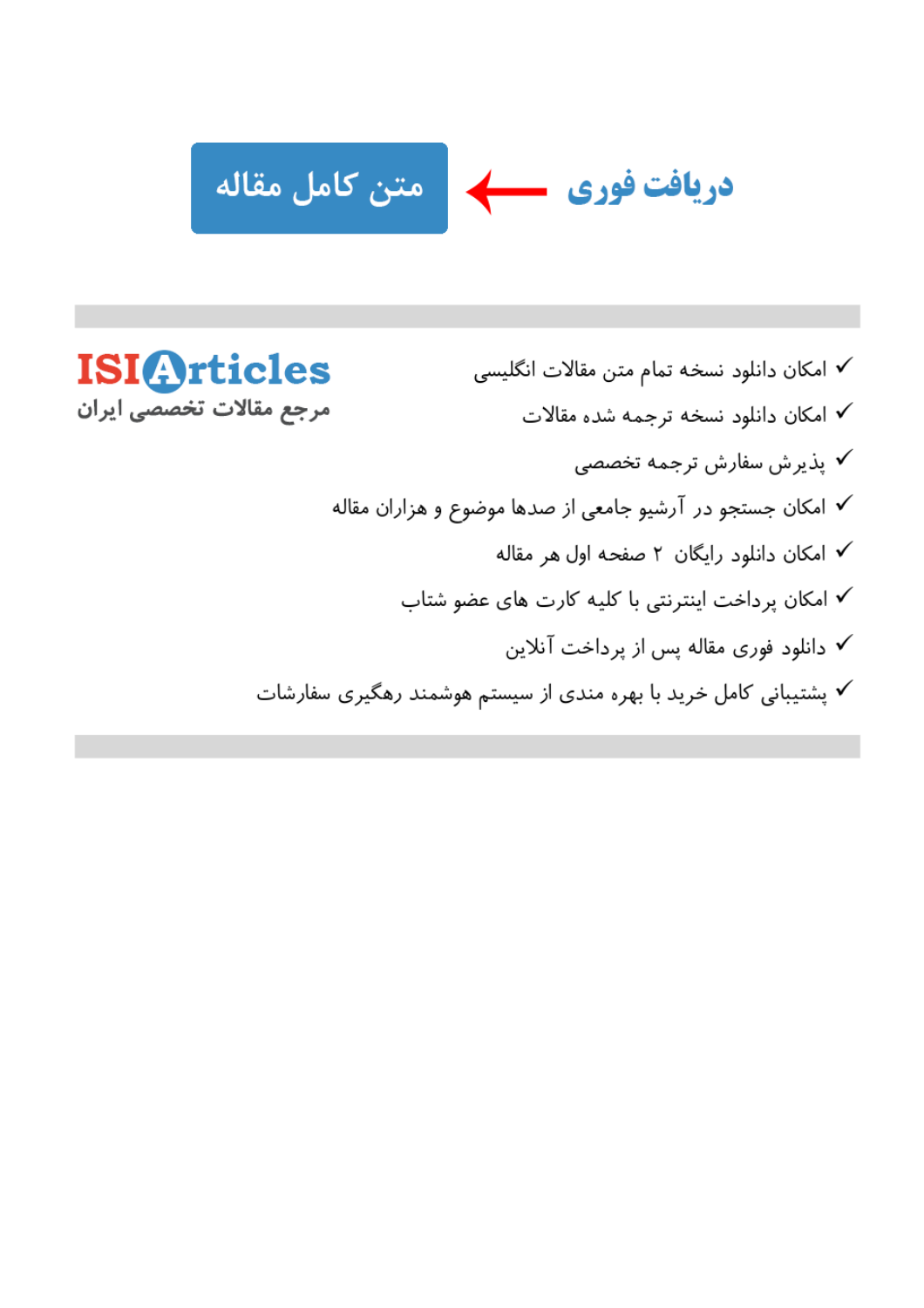دریافت فوری ← متن کامل مقاله

**ISIArticles**
مرجع مقالات تخصصی ایران

- ✓ امکان دانلود نسخه تمام متن مقالات انگلیسی
- ✓ امکان دانلود نسخه ترجمه شده مقالات
- ✓ پذیرش سفارش ترجمه تخصصی
- ✓ امکان جستجو در آرشیو جامعی از صدها موضوع و هزاران مقاله
- ✓ امکان دانلود رایگان ۲ صفحه اول هر مقاله
- ✓ امکان پرداخت اینترنتی با کلیه کارت های عضو شتاب
- ✓ دانلود فوری مقاله پس از پرداخت آنلاین
- ✓ پشتیبانی کامل خرید با بهره مندی از سیستم هوشمند رهگیری سفارشات